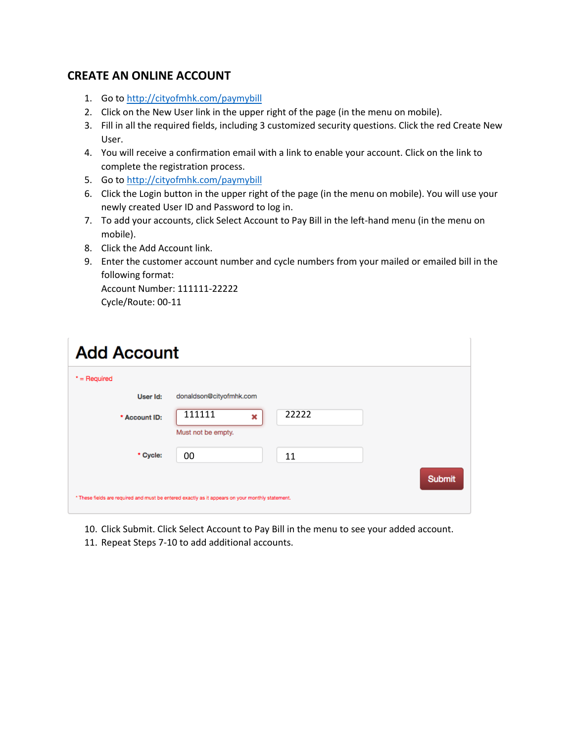## CREATE AN ONLINE ACCOUNT

1. Go to http://cityofmhk.com/paymybill
2. Click on the New User link in the upper right of the page (in the menu on mobile).
3. Fill in all the required fields, including 3 customized security questions. Click the red Create New User.
4. You will receive a confirmation email with a link to enable your account. Click on the link to complete the registration process.
5. Go to http://cityofmhk.com/paymybill
6. Click the Login button in the upper right of the page (in the menu on mobile). You will use your newly created User ID and Password to log in.
7. To add your accounts, click Select Account to Pay Bill in the left-hand menu (in the menu on mobile).
8. Click the Add Account link.
9. Enter the customer account number and cycle numbers from your mailed or emailed bill in the following format:
   Account Number: 111111-22222
   Cycle/Route: 00-11

**Add Account**

* = Required

User Id: donaldson@cityofmhk.com

* Account ID: 111111 | 22222

Must not be empty.

* Cycle: 00 | 11

Submit

* These fields are required and must be entered exactly as it appears on your monthly statement.

10. Click Submit. Click Select Account to Pay Bill in the menu to see your added account.
11. Repeat Steps 7-10 to add additional accounts.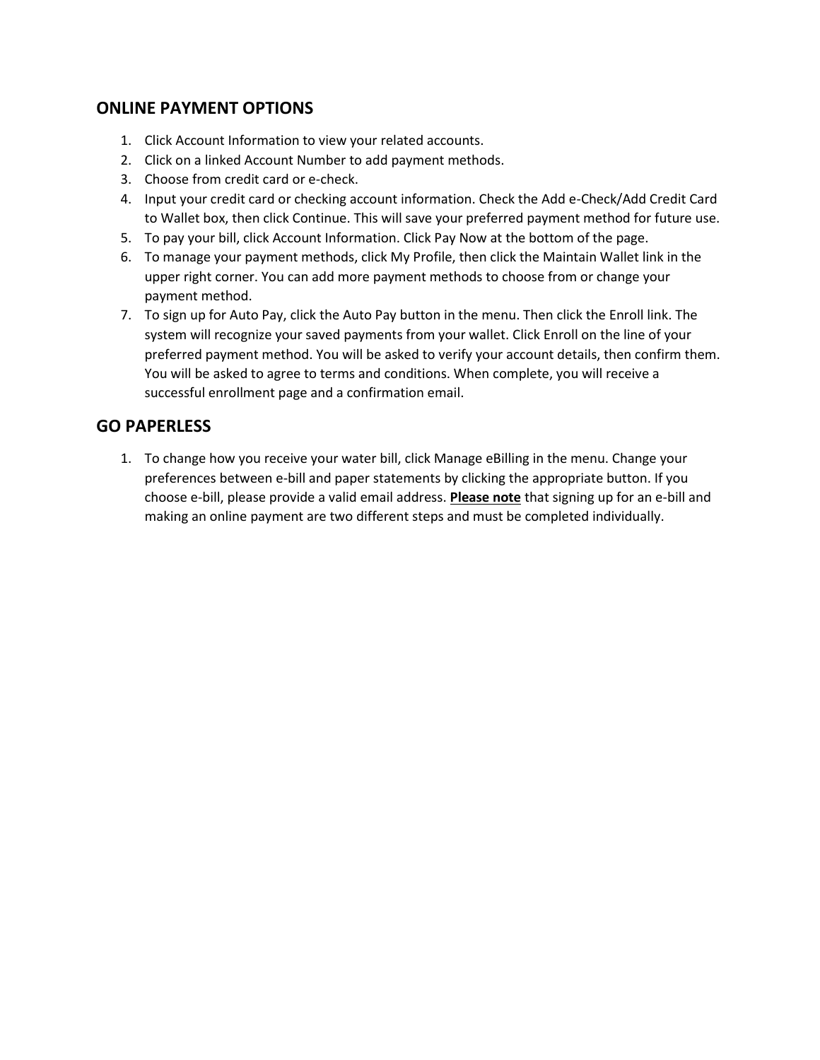## ONLINE PAYMENT OPTIONS

1. Click Account Information to view your related accounts.
2. Click on a linked Account Number to add payment methods.
3. Choose from credit card or e-check.
4. Input your credit card or checking account information. Check the Add e-Check/Add Credit Card to Wallet box, then click Continue. This will save your preferred payment method for future use.
5. To pay your bill, click Account Information. Click Pay Now at the bottom of the page.
6. To manage your payment methods, click My Profile, then click the Maintain Wallet link in the upper right corner. You can add more payment methods to choose from or change your payment method.
7. To sign up for Auto Pay, click the Auto Pay button in the menu. Then click the Enroll link. The system will recognize your saved payments from your wallet. Click Enroll on the line of your preferred payment method. You will be asked to verify your account details, then confirm them. You will be asked to agree to terms and conditions. When complete, you will receive a successful enrollment page and a confirmation email.

## GO PAPERLESS

1. To change how you receive your water bill, click Manage eBilling in the menu. Change your preferences between e-bill and paper statements by clicking the appropriate button. If you choose e-bill, please provide a valid email address. **Please note** that signing up for an e-bill and making an online payment are two different steps and must be completed individually.